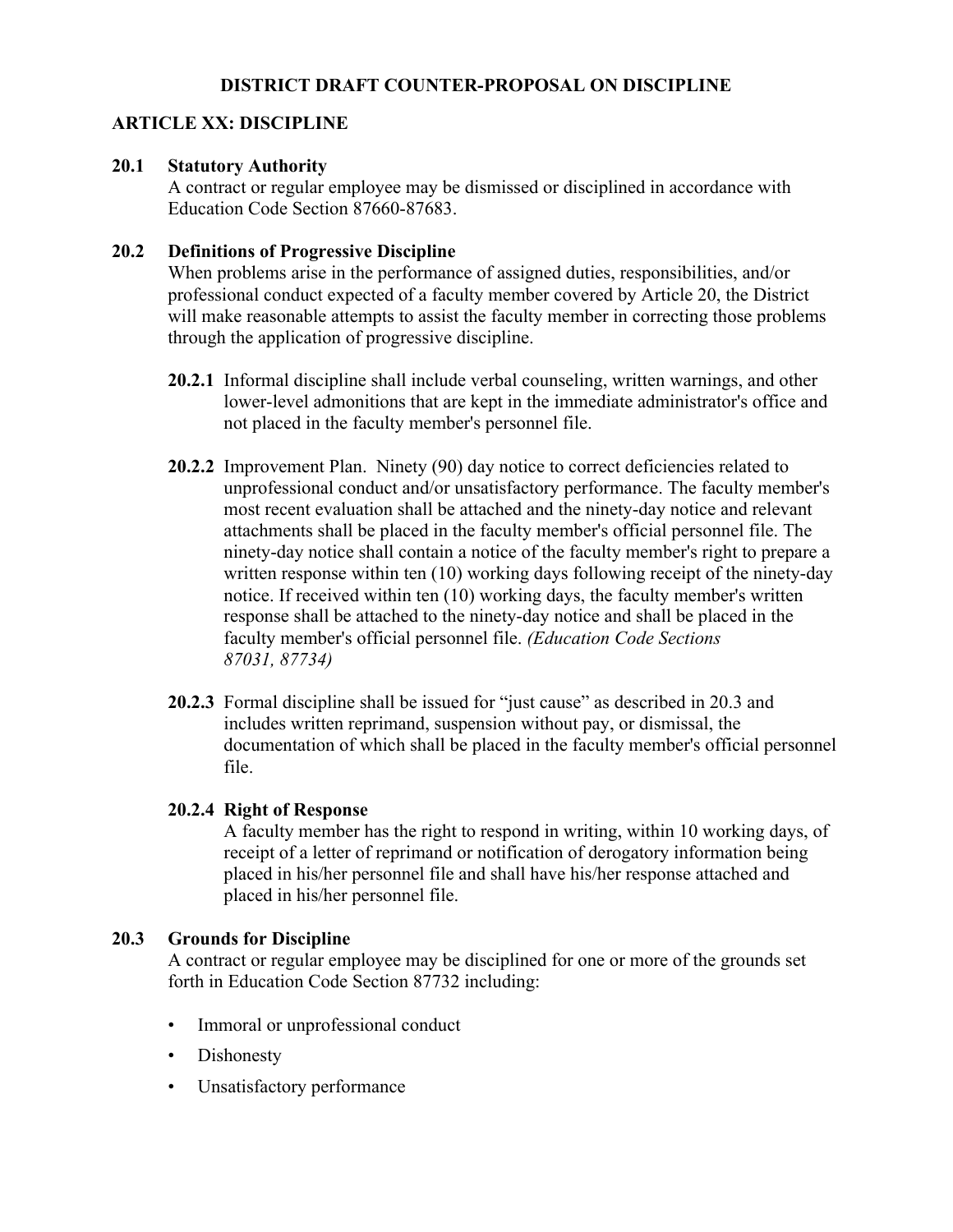# DISTRICT DRAFT COUNTER-PROPOSAL ON DISCIPLINE

## ARTICLE XX: DISCIPLINE

### 20.1 Statutory Authority

A contract or regular employee may be dismissed or disciplined in accordance with Education Code Section 87660-87683.

### 20.2 Definitions of Progressive Discipline

When problems arise in the performance of assigned duties, responsibilities, and/or professional conduct expected of a faculty member covered by Article 20, the District will make reasonable attempts to assist the faculty member in correcting those problems through the application of progressive discipline.

**20.2.1** Informal discipline shall include verbal counseling, written warnings, and other lower-level admonitions that are kept in the immediate administrator's office and not placed in the faculty member's personnel file.

**20.2.2** Improvement Plan. Ninety (90) day notice to correct deficiencies related to unprofessional conduct and/or unsatisfactory performance. The faculty member's most recent evaluation shall be attached and the ninety-day notice and relevant attachments shall be placed in the faculty member's official personnel file. The ninety-day notice shall contain a notice of the faculty member's right to prepare a written response within ten (10) working days following receipt of the ninety-day notice. If received within ten (10) working days, the faculty member's written response shall be attached to the ninety-day notice and shall be placed in the faculty member's official personnel file. *(Education Code Sections 87031, 87734)*

**20.2.3** Formal discipline shall be issued for "just cause" as described in 20.3 and includes written reprimand, suspension without pay, or dismissal, the documentation of which shall be placed in the faculty member's official personnel file.

#### 20.2.4 Right of Response

A faculty member has the right to respond in writing, within 10 working days, of receipt of a letter of reprimand or notification of derogatory information being placed in his/her personnel file and shall have his/her response attached and placed in his/her personnel file.

### 20.3 Grounds for Discipline

A contract or regular employee may be disciplined for one or more of the grounds set forth in Education Code Section 87732 including:

- Immoral or unprofessional conduct
- Dishonesty
- Unsatisfactory performance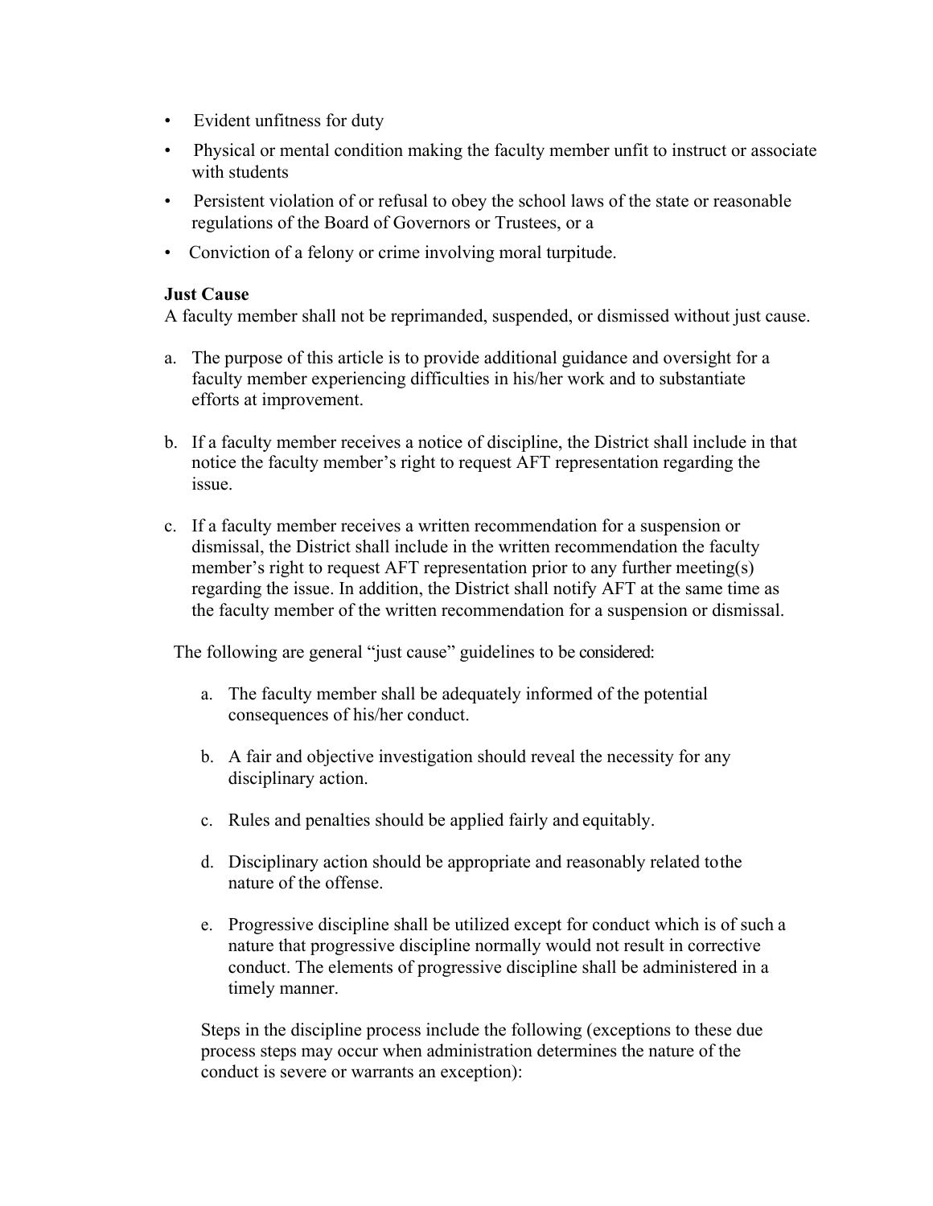- Evident unfitness for duty
- Physical or mental condition making the faculty member unfit to instruct or associate with students
- Persistent violation of or refusal to obey the school laws of the state or reasonable regulations of the Board of Governors or Trustees, or a
- Conviction of a felony or crime involving moral turpitude.

**Just Cause**
A faculty member shall not be reprimanded, suspended, or dismissed without just cause.

a. The purpose of this article is to provide additional guidance and oversight for a faculty member experiencing difficulties in his/her work and to substantiate efforts at improvement.

b. If a faculty member receives a notice of discipline, the District shall include in that notice the faculty member's right to request AFT representation regarding the issue.

c. If a faculty member receives a written recommendation for a suspension or dismissal, the District shall include in the written recommendation the faculty member's right to request AFT representation prior to any further meeting(s) regarding the issue. In addition, the District shall notify AFT at the same time as the faculty member of the written recommendation for a suspension or dismissal.

The following are general "just cause" guidelines to be considered:

a. The faculty member shall be adequately informed of the potential consequences of his/her conduct.

b. A fair and objective investigation should reveal the necessity for any disciplinary action.

c. Rules and penalties should be applied fairly and equitably.

d. Disciplinary action should be appropriate and reasonably related to the nature of the offense.

e. Progressive discipline shall be utilized except for conduct which is of such a nature that progressive discipline normally would not result in corrective conduct. The elements of progressive discipline shall be administered in a timely manner.

Steps in the discipline process include the following (exceptions to these due process steps may occur when administration determines the nature of the conduct is severe or warrants an exception):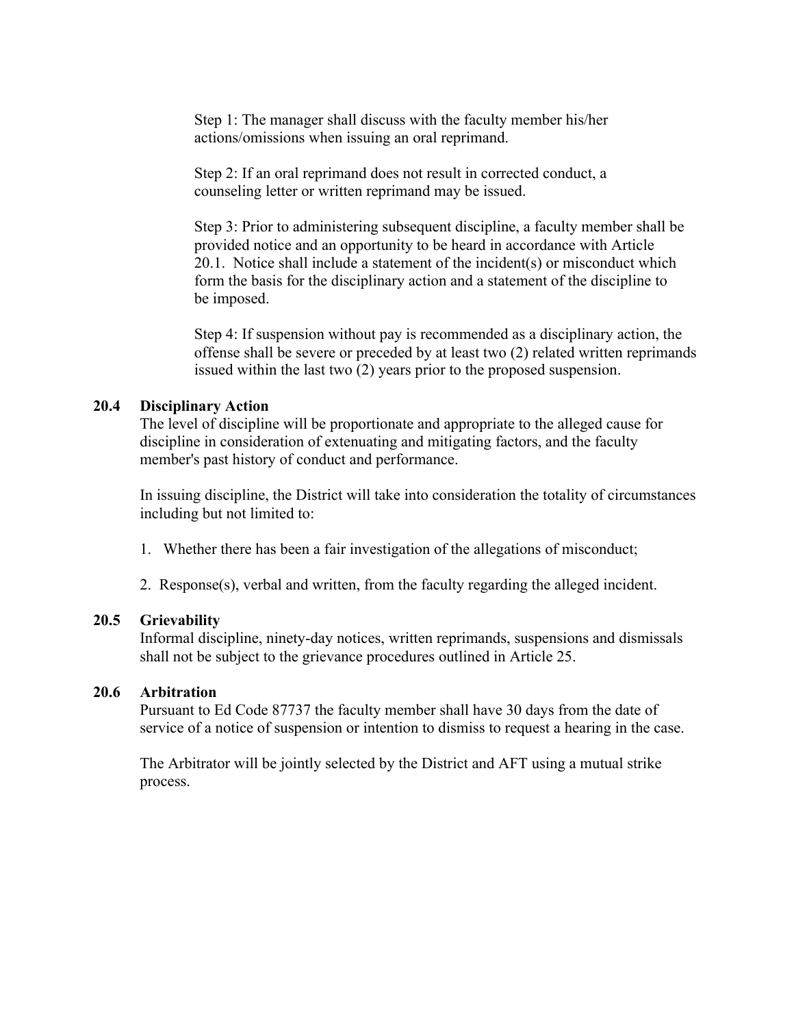Step 1: The manager shall discuss with the faculty member his/her actions/omissions when issuing an oral reprimand.

Step 2: If an oral reprimand does not result in corrected conduct, a counseling letter or written reprimand may be issued.

Step 3: Prior to administering subsequent discipline, a faculty member shall be provided notice and an opportunity to be heard in accordance with Article 20.1. Notice shall include a statement of the incident(s) or misconduct which form the basis for the disciplinary action and a statement of the discipline to be imposed.

Step 4: If suspension without pay is recommended as a disciplinary action, the offense shall be severe or preceded by at least two (2) related written reprimands issued within the last two (2) years prior to the proposed suspension.

**20.4 Disciplinary Action**

The level of discipline will be proportionate and appropriate to the alleged cause for discipline in consideration of extenuating and mitigating factors, and the faculty member's past history of conduct and performance.

In issuing discipline, the District will take into consideration the totality of circumstances including but not limited to:

1. Whether there has been a fair investigation of the allegations of misconduct;

2. Response(s), verbal and written, from the faculty regarding the alleged incident.

**20.5 Grievability**

Informal discipline, ninety-day notices, written reprimands, suspensions and dismissals shall not be subject to the grievance procedures outlined in Article 25.

**20.6 Arbitration**

Pursuant to Ed Code 87737 the faculty member shall have 30 days from the date of service of a notice of suspension or intention to dismiss to request a hearing in the case.

The Arbitrator will be jointly selected by the District and AFT using a mutual strike process.